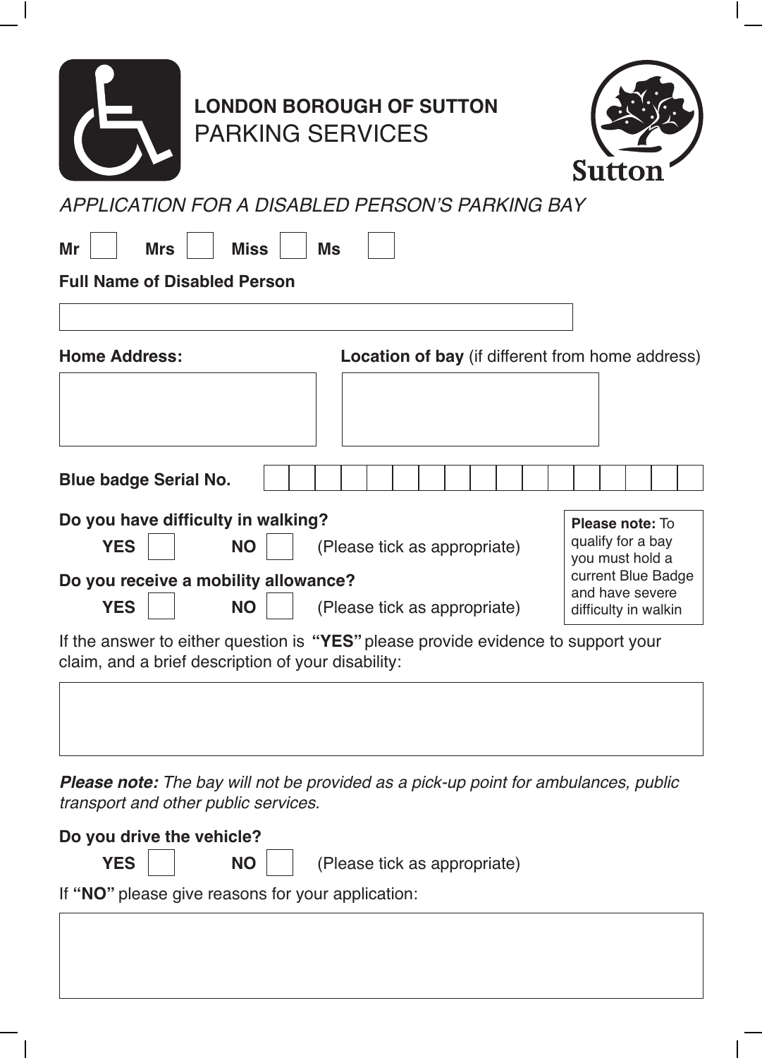**LONDON BOROUGH OF SUTTON**
# PARKING SERVICES

Sutton

*APPLICATION FOR A DISABLED PERSON'S PARKING BAY*

**Mr** ☐ **Mrs** ☐ **Miss** ☐ **Ms** ☐

**Full Name of Disabled Person**

**Home Address:**

**Location of bay** (if different from home address)

**Blue badge Serial No.**

**Do you have difficulty in walking?**

**YES** ☐ **NO** ☐ (Please tick as appropriate)

**Do you receive a mobility allowance?**

**YES** ☐ **NO** ☐ (Please tick as appropriate)

**Please note:** To qualify for a bay you must hold a current Blue Badge and have severe difficulty in walkin

If the answer to either question is **"YES"** please provide evidence to support your claim, and a brief description of your disability:

***Please note:*** *The bay will not be provided as a pick-up point for ambulances, public transport and other public services.*

**Do you drive the vehicle?**

**YES** ☐ **NO** ☐ (Please tick as appropriate)

If **"NO"** please give reasons for your application: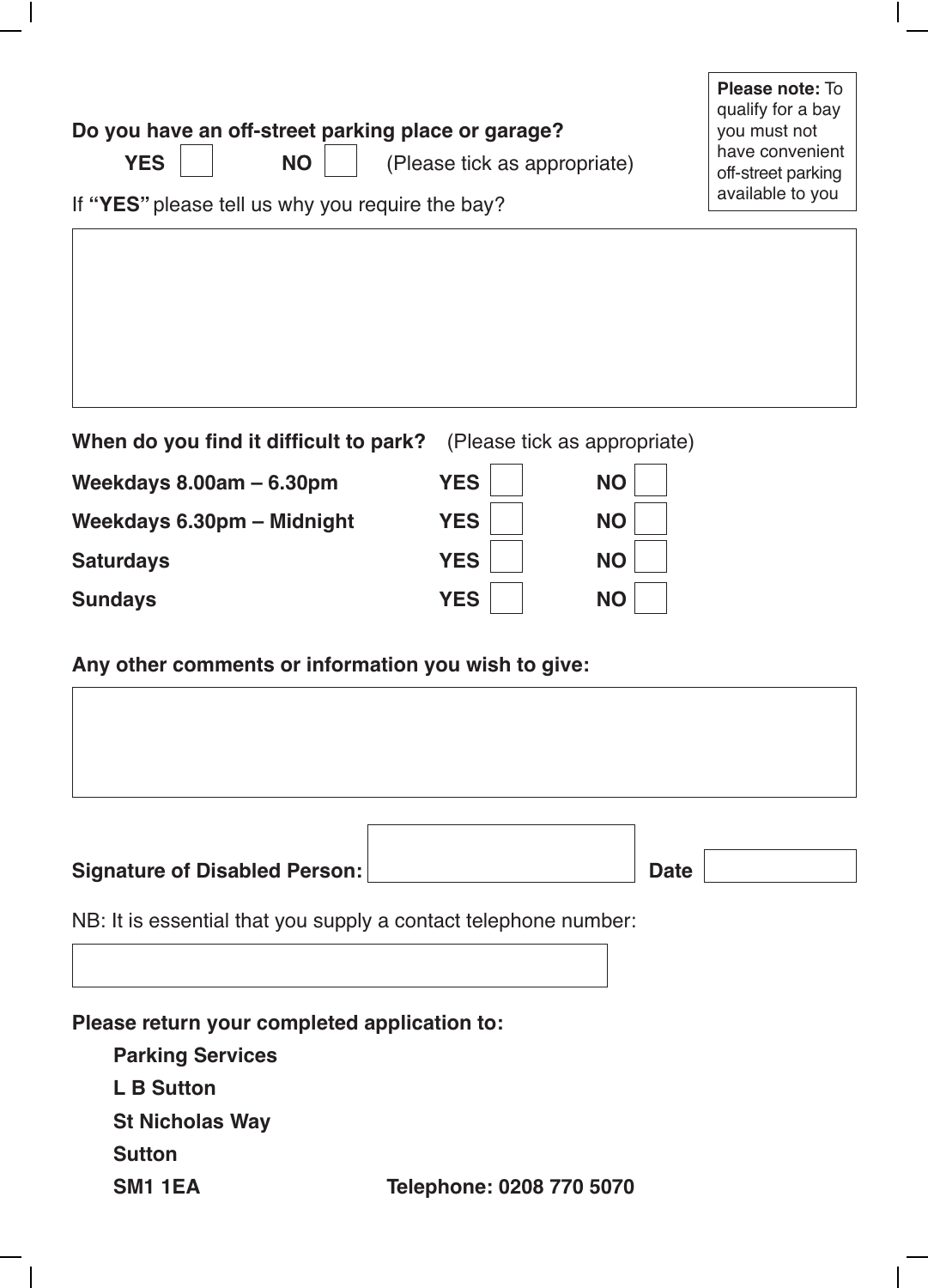**Please note:** To qualify for a bay you must not have convenient off-street parking available to you

**Do you have an off-street parking place or garage?**

**YES** ☐ **NO** ☐ (Please tick as appropriate)

If **"YES"** please tell us why you require the bay?

**When do you find it difficult to park?** (Please tick as appropriate)

| | | |
|---|---|---|
| **Weekdays 8.00am – 6.30pm** | **YES** ☐ | **NO** ☐ |
| **Weekdays 6.30pm – Midnight** | **YES** ☐ | **NO** ☐ |
| **Saturdays** | **YES** ☐ | **NO** ☐ |
| **Sundays** | **YES** ☐ | **NO** ☐ |

**Any other comments or information you wish to give:**

**Signature of Disabled Person:** ____________ **Date** ____________

NB: It is essential that you supply a contact telephone number:

**Please return your completed application to:**

**Parking Services**
**L B Sutton**
**St Nicholas Way**
**Sutton**
**SM1 1EA**

**Telephone: 0208 770 5070**